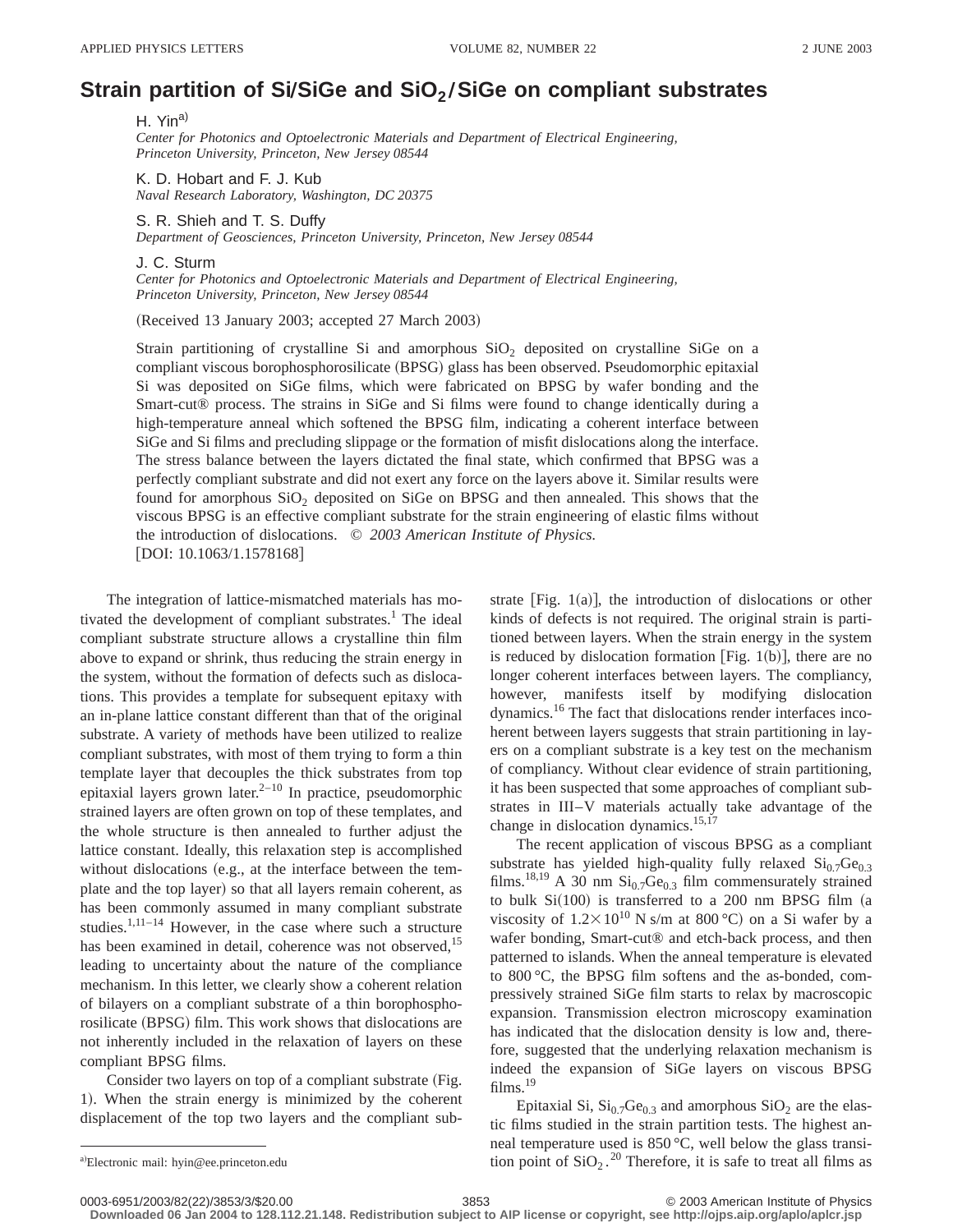# Strain partition of Si/SiGe and $SiO_2$/SiGe on compliant substrates

H. Yin[a]
*Center for Photonics and Optoelectronic Materials and Department of Electrical Engineering, Princeton University, Princeton, New Jersey 08544*

K. D. Hobart and F. J. Kub
*Naval Research Laboratory, Washington, DC 20375*

S. R. Shieh and T. S. Duffy
*Department of Geosciences, Princeton University, Princeton, New Jersey 08544*

J. C. Sturm
*Center for Photonics and Optoelectronic Materials and Department of Electrical Engineering, Princeton University, Princeton, New Jersey 08544*

(Received 13 January 2003; accepted 27 March 2003)

Strain partitioning of crystalline Si and amorphous $SiO_2$ deposited on crystalline SiGe on a compliant viscous borophosphorosilicate (BPSG) glass has been observed. Pseudomorphic epitaxial Si was deposited on SiGe films, which were fabricated on BPSG by wafer bonding and the Smart-cut® process. The strains in SiGe and Si films were found to change identically during a high-temperature anneal which softened the BPSG film, indicating a coherent interface between SiGe and Si films and precluding slippage or the formation of misfit dislocations along the interface. The stress balance between the layers dictated the final state, which confirmed that BPSG was a perfectly compliant substrate and did not exert any force on the layers above it. Similar results were found for amorphous $SiO_2$ deposited on SiGe on BPSG and then annealed. This shows that the viscous BPSG is an effective compliant substrate for the strain engineering of elastic films without the introduction of dislocations. © *2003 American Institute of Physics.* [DOI: 10.1063/1.1578168]

The integration of lattice-mismatched materials has motivated the development of compliant substrates.[1] The ideal compliant substrate structure allows a crystalline thin film above to expand or shrink, thus reducing the strain energy in the system, without the formation of defects such as dislocations. This provides a template for subsequent epitaxy with an in-plane lattice constant different than that of the original substrate. A variety of methods have been utilized to realize compliant substrates, with most of them trying to form a thin template layer that decouples the thick substrates from top epitaxial layers grown later.[2–10] In practice, pseudomorphic strained layers are often grown on top of these templates, and the whole structure is then annealed to further adjust the lattice constant. Ideally, this relaxation step is accomplished without dislocations (e.g., at the interface between the template and the top layer) so that all layers remain coherent, as has been commonly assumed in many compliant substrate studies.[1,11–14] However, in the case where such a structure has been examined in detail, coherence was not observed,[15] leading to uncertainty about the nature of the compliance mechanism. In this letter, we clearly show a coherent relation of bilayers on a compliant substrate of a thin borophosphorosilicate (BPSG) film. This work shows that dislocations are not inherently included in the relaxation of layers on these compliant BPSG films.

Consider two layers on top of a compliant substrate (Fig. 1). When the strain energy is minimized by the coherent displacement of the top two layers and the compliant substrate [Fig. 1(a)], the introduction of dislocations or other kinds of defects is not required. The original strain is partitioned between layers. When the strain energy in the system is reduced by dislocation formation [Fig. 1(b)], there are no longer coherent interfaces between layers. The compliancy, however, manifests itself by modifying dislocation dynamics.[16] The fact that dislocations render interfaces incoherent between layers suggests that strain partitioning in layers on a compliant substrate is a key test on the mechanism of compliancy. Without clear evidence of strain partitioning, it has been suspected that some approaches of compliant substrates in III–V materials actually take advantage of the change in dislocation dynamics.[15,17]

The recent application of viscous BPSG as a compliant substrate has yielded high-quality fully relaxed $Si_{0.7}Ge_{0.3}$ films.[18,19] A 30 nm $Si_{0.7}Ge_{0.3}$ film commensurately strained to bulk Si(100) is transferred to a 200 nm BPSG film (a viscosity of $1.2\times10^{10}$ N s/m at 800 °C) on a Si wafer by a wafer bonding, Smart-cut® and etch-back process, and then patterned to islands. When the anneal temperature is elevated to 800 °C, the BPSG film softens and the as-bonded, compressively strained SiGe film starts to relax by macroscopic expansion. Transmission electron microscopy examination has indicated that the dislocation density is low and, therefore, suggested that the underlying relaxation mechanism is indeed the expansion of SiGe layers on viscous BPSG films.[19]

Epitaxial Si, $Si_{0.7}Ge_{0.3}$ and amorphous $SiO_2$ are the elastic films studied in the strain partition tests. The highest anneal temperature used is 850 °C, well below the glass transition point of $SiO_2$.[20] Therefore, it is safe to treat all films as

[a] Electronic mail: hyin@ee.princeton.edu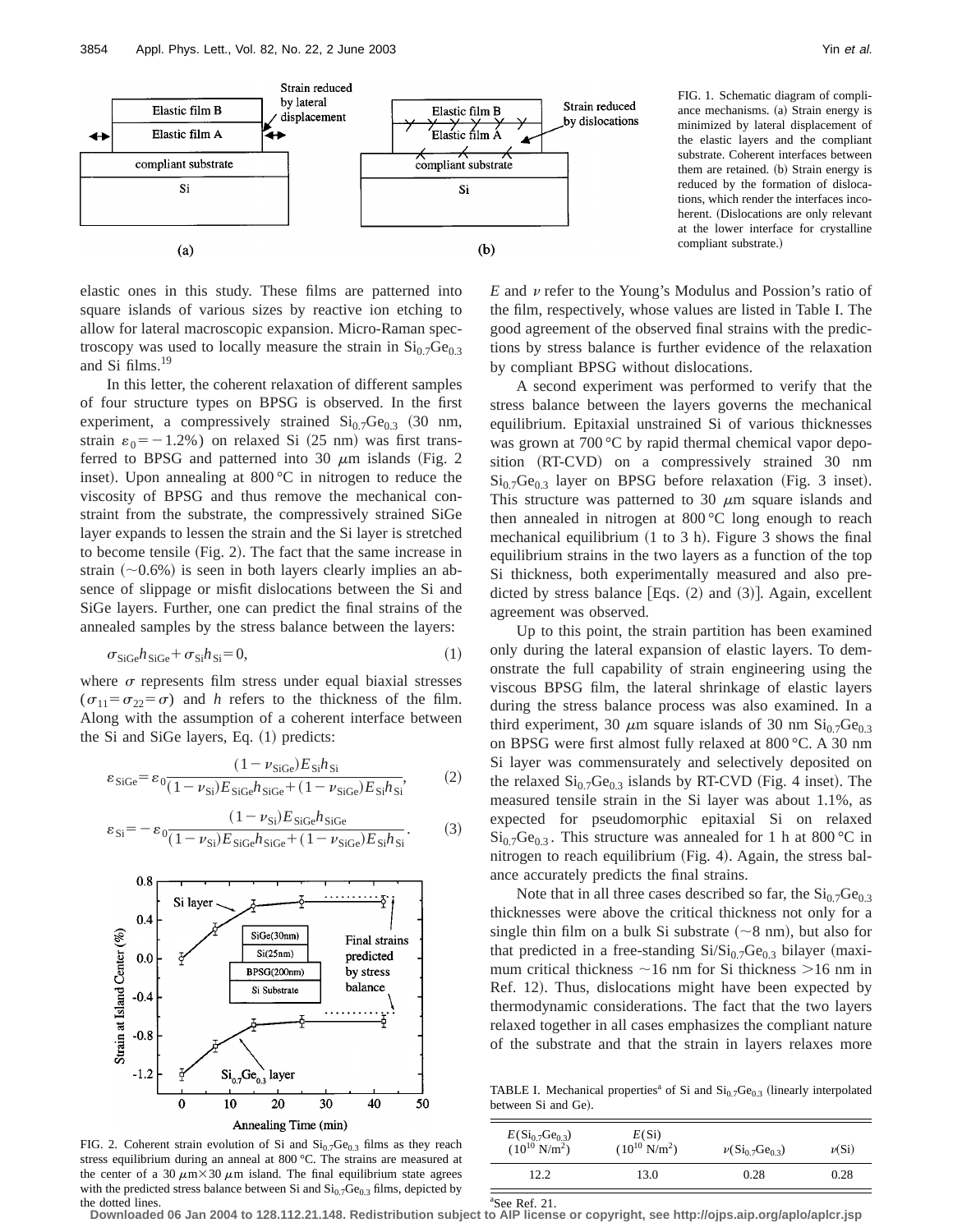FIG. 1. Schematic diagram of compliance mechanisms. (a) Strain energy is minimized by lateral displacement of the elastic layers and the compliant substrate. Coherent interfaces between them are retained. (b) Strain energy is reduced by the formation of dislocations, which render the interfaces incoherent. (Dislocations are only relevant at the lower interface for crystalline compliant substrate.)

elastic ones in this study. These films are patterned into square islands of various sizes by reactive ion etching to allow for lateral macroscopic expansion. Micro-Raman spectroscopy was used to locally measure the strain in $Si_{0.7}Ge_{0.3}$ and Si films.[19]

In this letter, the coherent relaxation of different samples of four structure types on BPSG is observed. In the first experiment, a compressively strained $Si_{0.7}Ge_{0.3}$ (30 nm, strain $\varepsilon_0 = -1.2\%$) on relaxed Si (25 nm) was first transferred to BPSG and patterned into 30 $\mu$m islands (Fig. 2 inset). Upon annealing at 800 °C in nitrogen to reduce the viscosity of BPSG and thus remove the mechanical constraint from the substrate, the compressively strained SiGe layer expands to lessen the strain and the Si layer is stretched to become tensile (Fig. 2). The fact that the same increase in strain (~0.6%) is seen in both layers clearly implies an absence of slippage or misfit dislocations between the Si and SiGe layers. Further, one can predict the final strains of the annealed samples by the stress balance between the layers:

$$\sigma_{SiGe} h_{SiGe} + \sigma_{Si} h_{Si} = 0, \tag{1}$$

where $\sigma$ represents film stress under equal biaxial stresses ($\sigma_{11} = \sigma_{22} = \sigma$) and $h$ refers to the thickness of the film. Along with the assumption of a coherent interface between the Si and SiGe layers, Eq. (1) predicts:

$$\varepsilon_{SiGe} = \varepsilon_0 \frac{(1-\nu_{SiGe}) E_{Si} h_{Si}}{(1-\nu_{Si}) E_{SiGe} h_{SiGe} + (1-\nu_{SiGe}) E_{Si} h_{Si}}, \tag{2}$$

$$\varepsilon_{Si} = -\varepsilon_0 \frac{(1-\nu_{Si}) E_{SiGe} h_{SiGe}}{(1-\nu_{Si}) E_{SiGe} h_{SiGe} + (1-\nu_{SiGe}) E_{Si} h_{Si}}. \tag{3}$$

FIG. 2. Coherent strain evolution of Si and $Si_{0.7}Ge_{0.3}$ films as they reach stress equilibrium during an anneal at 800 °C. The strains are measured at the center of a 30 $\mu$m×30 $\mu$m island. The final equilibrium state agrees with the predicted stress balance between Si and $Si_{0.7}Ge_{0.3}$ films, depicted by the dotted lines.

$E$ and $\nu$ refer to the Young's Modulus and Possion's ratio of the film, respectively, whose values are listed in Table I. The good agreement of the observed final strains with the predictions by stress balance is further evidence of the relaxation by compliant BPSG without dislocations.

A second experiment was performed to verify that the stress balance between the layers governs the mechanical equilibrium. Epitaxial unstrained Si of various thicknesses was grown at 700 °C by rapid thermal chemical vapor deposition (RT-CVD) on a compressively strained 30 nm $Si_{0.7}Ge_{0.3}$ layer on BPSG before relaxation (Fig. 3 inset). This structure was patterned to 30 $\mu$m square islands and then annealed in nitrogen at 800 °C long enough to reach mechanical equilibrium (1 to 3 h). Figure 3 shows the final equilibrium strains in the two layers as a function of the top Si thickness, both experimentally measured and also predicted by stress balance [Eqs. (2) and (3)]. Again, excellent agreement was observed.

Up to this point, the strain partition has been examined only during the lateral expansion of elastic layers. To demonstrate the full capability of strain engineering using the viscous BPSG film, the lateral shrinkage of elastic layers during the stress balance process was also examined. In a third experiment, 30 $\mu$m square islands of 30 nm $Si_{0.7}Ge_{0.3}$ on BPSG were first almost fully relaxed at 800 °C. A 30 nm Si layer was commensurately and selectively deposited on the relaxed $Si_{0.7}Ge_{0.3}$ islands by RT-CVD (Fig. 4 inset). The measured tensile strain in the Si layer was about 1.1%, as expected for pseudomorphic epitaxial Si on relaxed $Si_{0.7}Ge_{0.3}$. This structure was annealed for 1 h at 800 °C in nitrogen to reach equilibrium (Fig. 4). Again, the stress balance accurately predicts the final strains.

Note that in all three cases described so far, the $Si_{0.7}Ge_{0.3}$ thicknesses were above the critical thickness not only for a single thin film on a bulk Si substrate (~8 nm), but also for that predicted in a free-standing $Si/Si_{0.7}Ge_{0.3}$ bilayer (maximum critical thickness ~16 nm for Si thickness >16 nm in Ref. 12). Thus, dislocations might have been expected by thermodynamic considerations. The fact that the two layers relaxed together in all cases emphasizes the compliant nature of the substrate and that the strain in layers relaxes more

TABLE I. Mechanical properties[a] of Si and $Si_{0.7}Ge_{0.3}$ (linearly interpolated between Si and Ge).

| $E(Si_{0.7}Ge_{0.3})$ ($10^{10}$ N/m$^2$) | $E$(Si) ($10^{10}$ N/m$^2$) | $\nu(Si_{0.7}Ge_{0.3})$ | $\nu$(Si) |
|---|---|---|---|
| 12.2 | 13.0 | 0.28 | 0.28 |

[a]See Ref. 21.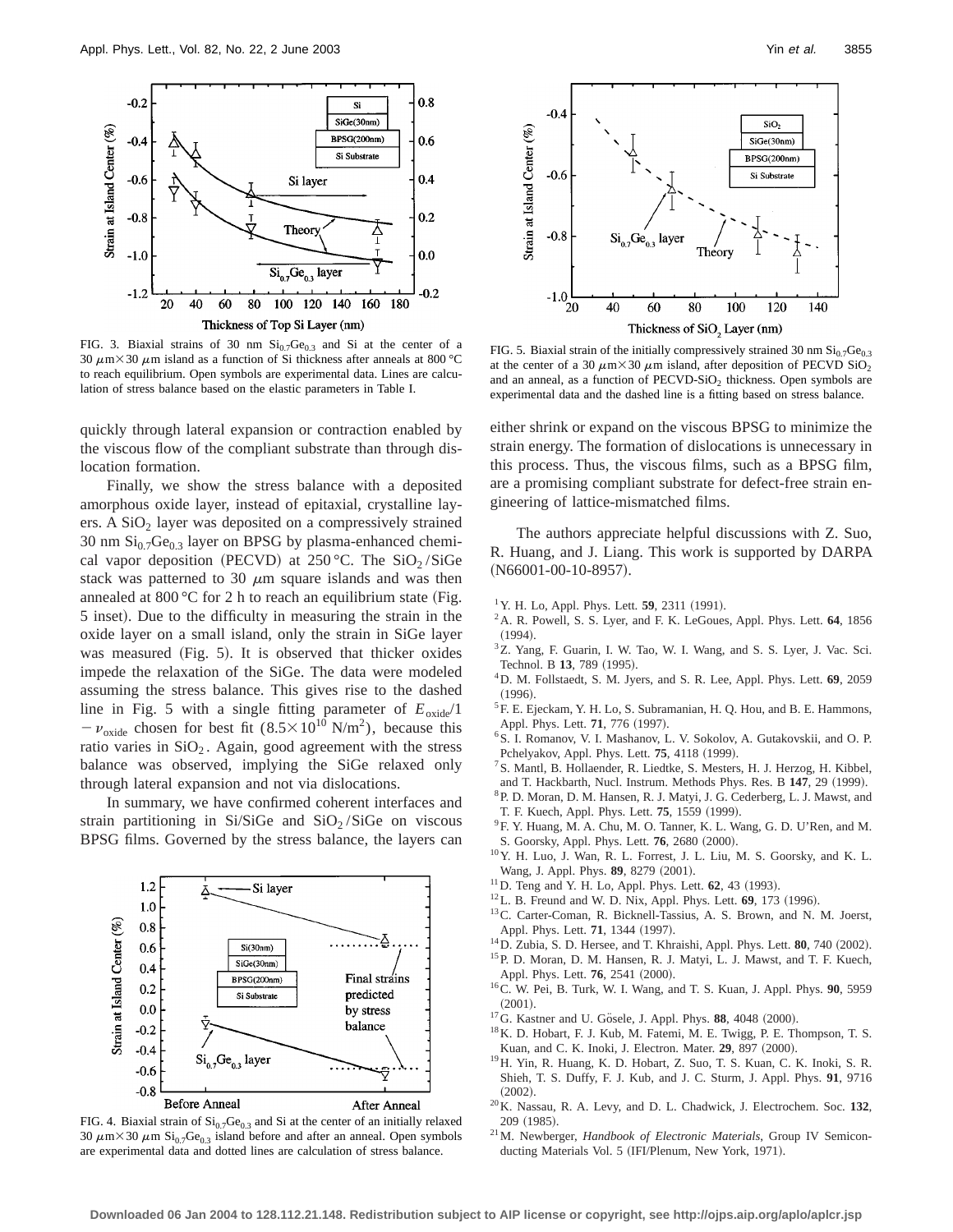-0.2
-0.4
-0.6
-0.8
-1.0
-1.2
0.8
0.6
0.4
0.2
0.0
-0.2
Strain at Island Center (%)
Si
SiGe(30nm)
BPSG(200nm)
Si Substrate
Si layer
Theory
$Si_{0.7}Ge_{0.3}$ layer
20 40 60 80 100 120 140 160 180
Thickness of Top Si Layer (nm)

FIG. 3. Biaxial strains of 30 nm $Si_{0.7}Ge_{0.3}$ and Si at the center of a 30 $\mu$m×30 $\mu$m island as a function of Si thickness after anneals at 800 °C to reach equilibrium. Open symbols are experimental data. Lines are calculation of stress balance based on the elastic parameters in Table I.

-0.4
-0.6
-0.8
-1.0
Strain at Island Center (%)
$SiO_2$
SiGe(30nm)
BPSG(200nm)
Si Substrate
$Si_{0.7}Ge_{0.3}$ layer
Theory
20 40 60 80 100 120 140
Thickness of $SiO_2$ Layer (nm)

FIG. 5. Biaxial strain of the initially compressively strained 30 nm $Si_{0.7}Ge_{0.3}$ at the center of a 30 $\mu$m×30 $\mu$m island, after deposition of PECVD $SiO_2$ and an anneal, as a function of PECVD-$SiO_2$ thickness. Open symbols are experimental data and the dashed line is a fitting based on stress balance.

quickly through lateral expansion or contraction enabled by the viscous flow of the compliant substrate than through dislocation formation.

Finally, we show the stress balance with a deposited amorphous oxide layer, instead of epitaxial, crystalline layers. A $SiO_2$ layer was deposited on a compressively strained 30 nm $Si_{0.7}Ge_{0.3}$ layer on BPSG by plasma-enhanced chemical vapor deposition (PECVD) at 250 °C. The $SiO_2$/SiGe stack was patterned to 30 $\mu$m square islands and was then annealed at 800 °C for 2 h to reach an equilibrium state (Fig. 5 inset). Due to the difficulty in measuring the strain in the oxide layer on a small island, only the strain in SiGe layer was measured (Fig. 5). It is observed that thicker oxides impede the relaxation of the SiGe. The data were modeled assuming the stress balance. This gives rise to the dashed line in Fig. 5 with a single fitting parameter of $E_{oxide}/1-\nu_{oxide}$ chosen for best fit ($8.5\times10^{10}$ N/m$^2$), because this ratio varies in $SiO_2$. Again, good agreement with the stress balance was observed, implying the SiGe relaxed only through lateral expansion and not via dislocations.

In summary, we have confirmed coherent interfaces and strain partitioning in Si/SiGe and $SiO_2$/SiGe on viscous BPSG films. Governed by the stress balance, the layers can either shrink or expand on the viscous BPSG to minimize the strain energy. The formation of dislocations is unnecessary in this process. Thus, the viscous films, such as a BPSG film, are a promising compliant substrate for defect-free strain engineering of lattice-mismatched films.

1.2
1.0
0.8
0.6
0.4
0.2
0.0
-0.2
-0.4
-0.6
-0.8
Strain at Island Center (%)
Si layer
Si(30nm)
SiGe(30nm)
BPSG(200nm)
Si Substrate
Final strains predicted by stress balance
$Si_{0.7}Ge_{0.3}$ layer
Before Anneal
After Anneal

FIG. 4. Biaxial strain of $Si_{0.7}Ge_{0.3}$ and Si at the center of an initially relaxed 30 $\mu$m×30 $\mu$m $Si_{0.7}Ge_{0.3}$ island before and after an anneal. Open symbols are experimental data and dotted lines are calculation of stress balance.

The authors appreciate helpful discussions with Z. Suo, R. Huang, and J. Liang. This work is supported by DARPA (N66001-00-10-8957).

[1] Y. H. Lo, Appl. Phys. Lett. **59**, 2311 (1991).
[2] A. R. Powell, S. S. Lyer, and F. K. LeGoues, Appl. Phys. Lett. **64**, 1856 (1994).
[3] Z. Yang, F. Guarin, I. W. Tao, W. I. Wang, and S. S. Lyer, J. Vac. Sci. Technol. B **13**, 789 (1995).
[4] D. M. Follstaedt, S. M. Jyers, and S. R. Lee, Appl. Phys. Lett. **69**, 2059 (1996).
[5] F. E. Ejeckam, Y. H. Lo, S. Subramanian, H. Q. Hou, and B. E. Hammons, Appl. Phys. Lett. **71**, 776 (1997).
[6] S. I. Romanov, V. I. Mashanov, L. V. Sokolov, A. Gutakovskii, and O. P. Pchelyakov, Appl. Phys. Lett. **75**, 4118 (1999).
[7] S. Mantl, B. Hollaender, R. Liedtke, S. Mesters, H. J. Herzog, H. Kibbel, and T. Hackbarth, Nucl. Instrum. Methods Phys. Res. B **147**, 29 (1999).
[8] P. D. Moran, D. M. Hansen, R. J. Matyi, J. G. Cederberg, L. J. Mawst, and T. F. Kuech, Appl. Phys. Lett. **75**, 1559 (1999).
[9] F. Y. Huang, M. A. Chu, M. O. Tanner, K. L. Wang, G. D. U'Ren, and M. S. Goorsky, Appl. Phys. Lett. **76**, 2680 (2000).
[10] Y. H. Luo, J. Wan, R. L. Forrest, J. L. Liu, M. S. Goorsky, and K. L. Wang, J. Appl. Phys. **89**, 8279 (2001).
[11] D. Teng and Y. H. Lo, Appl. Phys. Lett. **62**, 43 (1993).
[12] L. B. Freund and W. D. Nix, Appl. Phys. Lett. **69**, 173 (1996).
[13] C. Carter-Coman, R. Bicknell-Tassius, A. S. Brown, and N. M. Joerst, Appl. Phys. Lett. **71**, 1344 (1997).
[14] D. Zubia, S. D. Hersee, and T. Khraishi, Appl. Phys. Lett. **80**, 740 (2002).
[15] P. D. Moran, D. M. Hansen, R. J. Matyi, L. J. Mawst, and T. F. Kuech, Appl. Phys. Lett. **76**, 2541 (2000).
[16] C. W. Pei, B. Turk, W. I. Wang, and T. S. Kuan, J. Appl. Phys. **90**, 5959 (2001).
[17] G. Kastner and U. Gösele, J. Appl. Phys. **88**, 4048 (2000).
[18] K. D. Hobart, F. J. Kub, M. Fatemi, M. E. Twigg, P. E. Thompson, T. S. Kuan, and C. K. Inoki, J. Electron. Mater. **29**, 897 (2000).
[19] H. Yin, R. Huang, K. D. Hobart, Z. Suo, T. S. Kuan, C. K. Inoki, S. R. Shieh, T. S. Duffy, F. J. Kub, and J. C. Sturm, J. Appl. Phys. **91**, 9716 (2002).
[20] K. Nassau, R. A. Levy, and D. L. Chadwick, J. Electrochem. Soc. **132**, 209 (1985).
[21] M. Newberger, *Handbook of Electronic Materials*, Group IV Semiconducting Materials Vol. 5 (IFI/Plenum, New York, 1971).